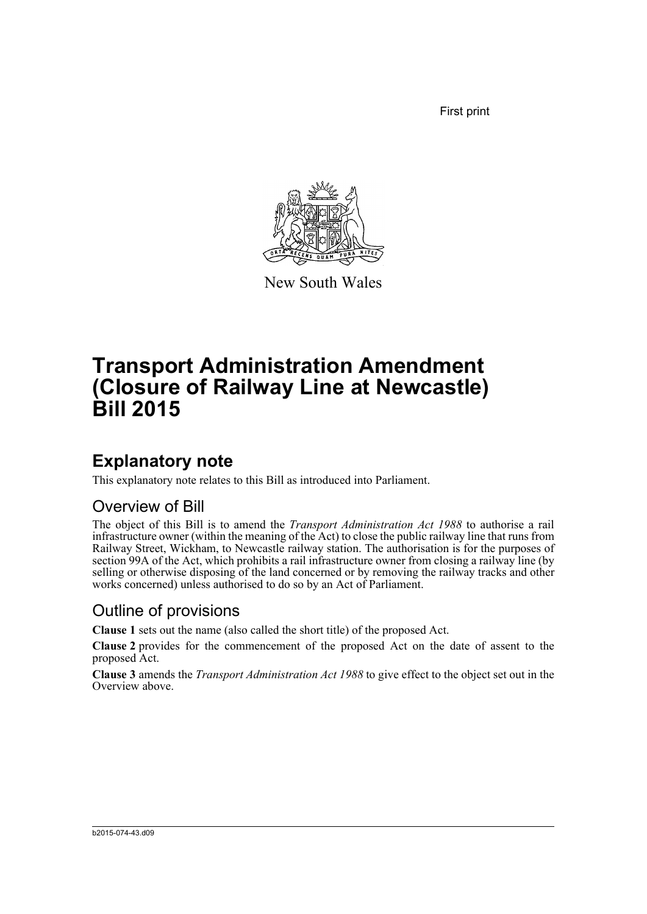First print

New South Wales

# Transport Administration Amendment (Closure of Railway Line at Newcastle) Bill 2015

## Explanatory note

This explanatory note relates to this Bill as introduced into Parliament.

### Overview of Bill

The object of this Bill is to amend the *Transport Administration Act 1988* to authorise a rail infrastructure owner (within the meaning of the Act) to close the public railway line that runs from Railway Street, Wickham, to Newcastle railway station. The authorisation is for the purposes of section 99A of the Act, which prohibits a rail infrastructure owner from closing a railway line (by selling or otherwise disposing of the land concerned or by removing the railway tracks and other works concerned) unless authorised to do so by an Act of Parliament.

### Outline of provisions

**Clause 1** sets out the name (also called the short title) of the proposed Act.

**Clause 2** provides for the commencement of the proposed Act on the date of assent to the proposed Act.

**Clause 3** amends the *Transport Administration Act 1988* to give effect to the object set out in the Overview above.

b2015-074-43.d09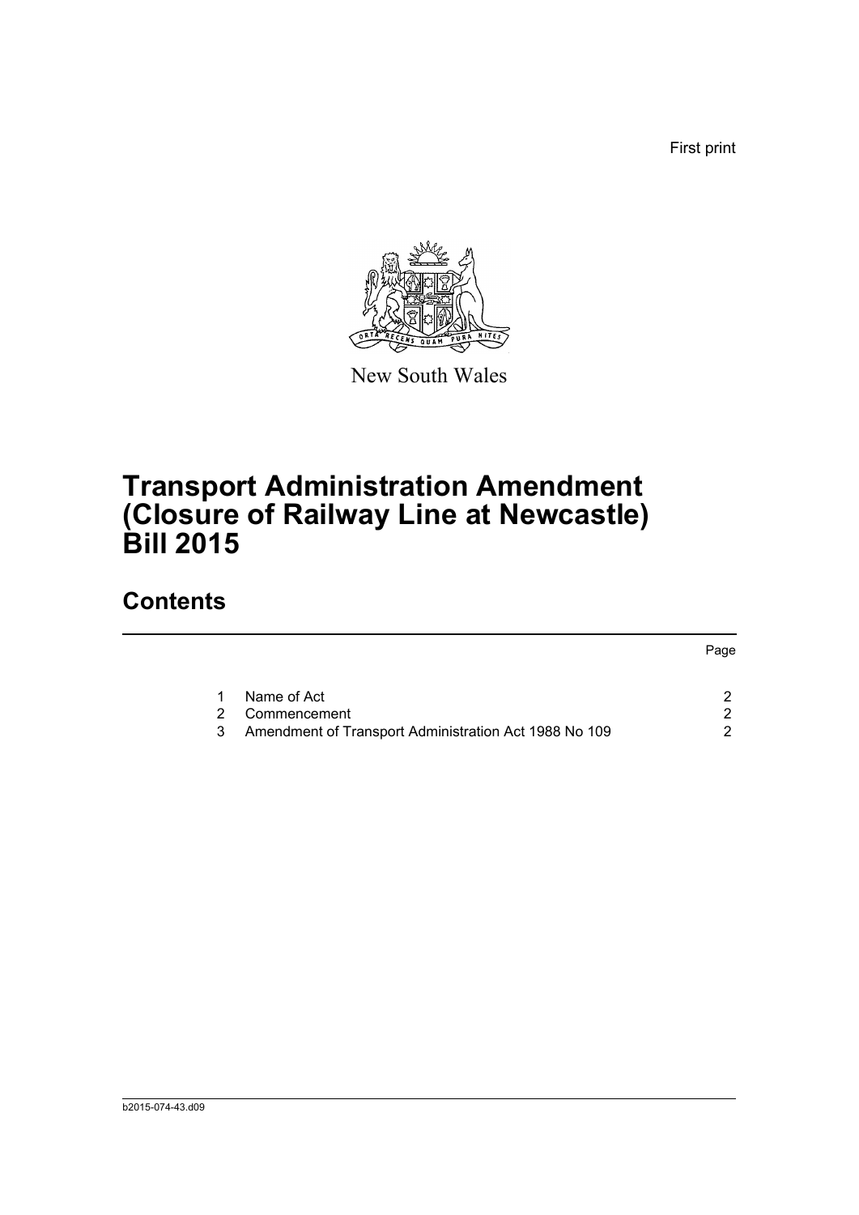First print

New South Wales

# Transport Administration Amendment (Closure of Railway Line at Newcastle) Bill 2015

## Contents

| | | Page |
|---|---|---|
| 1 | Name of Act | 2 |
| 2 | Commencement | 2 |
| 3 | Amendment of Transport Administration Act 1988 No 109 | 2 |

b2015-074-43.d09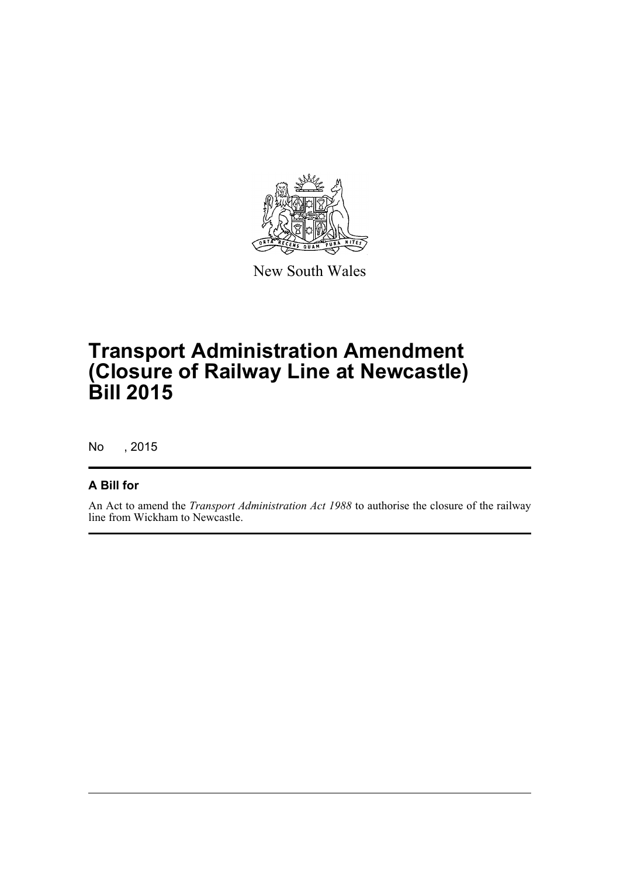New South Wales

# Transport Administration Amendment (Closure of Railway Line at Newcastle) Bill 2015

No , 2015

## A Bill for

An Act to amend the *Transport Administration Act 1988* to authorise the closure of the railway line from Wickham to Newcastle.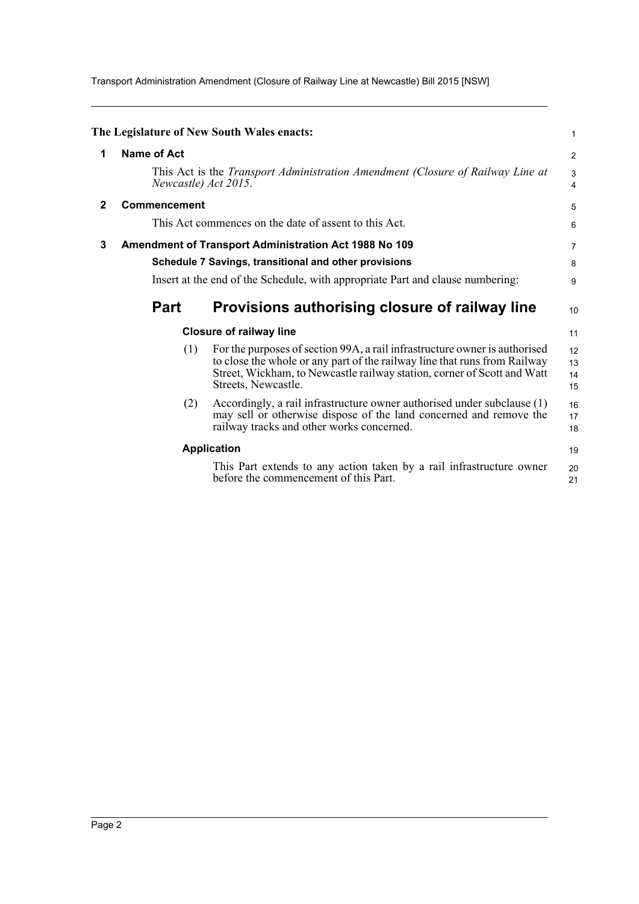**The Legislature of New South Wales enacts:**

## 1 Name of Act

This Act is the *Transport Administration Amendment (Closure of Railway Line at Newcastle) Act 2015*.

## 2 Commencement

This Act commences on the date of assent to this Act.

## 3 Amendment of Transport Administration Act 1988 No 109

### Schedule 7 Savings, transitional and other provisions

Insert at the end of the Schedule, with appropriate Part and clause numbering:

# Part Provisions authorising closure of railway line

### Closure of railway line

(1) For the purposes of section 99A, a rail infrastructure owner is authorised to close the whole or any part of the railway line that runs from Railway Street, Wickham, to Newcastle railway station, corner of Scott and Watt Streets, Newcastle.

(2) Accordingly, a rail infrastructure owner authorised under subclause (1) may sell or otherwise dispose of the land concerned and remove the railway tracks and other works concerned.

### Application

This Part extends to any action taken by a rail infrastructure owner before the commencement of this Part.